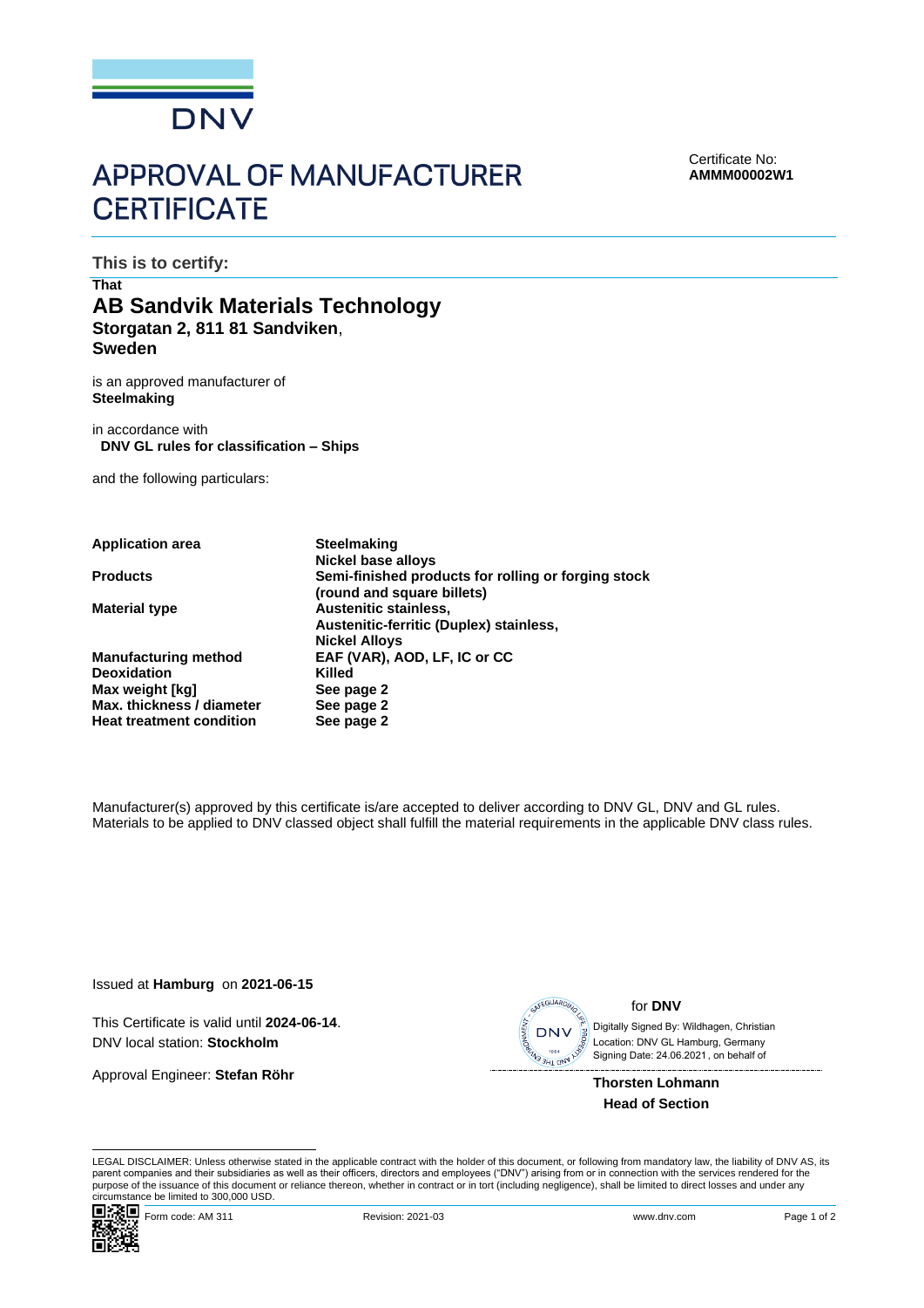DNV

# APPROVAL OF MANUFACTURER CERTIFICATE

Certificate No:
**AMMM00002W1**

**This is to certify:**

**That**

## AB Sandvik Materials Technology

**Storgatan 2, 811 81 Sandviken**,
**Sweden**

is an approved manufacturer of
**Steelmaking**

in accordance with
**DNV GL rules for classification – Ships**

and the following particulars:

| | |
|---|---|
| **Application area** | **Steelmaking**<br>**Nickel base alloys** |
| **Products** | **Semi-finished products for rolling or forging stock (round and square billets)** |
| **Material type** | **Austenitic stainless,**<br>**Austenitic-ferritic (Duplex) stainless,**<br>**Nickel Alloys** |
| **Manufacturing method** | **EAF (VAR), AOD, LF, IC or CC** |
| **Deoxidation** | **Killed** |
| **Max weight [kg]** | **See page 2** |
| **Max. thickness / diameter** | **See page 2** |
| **Heat treatment condition** | **See page 2** |

Manufacturer(s) approved by this certificate is/are accepted to deliver according to DNV GL, DNV and GL rules. Materials to be applied to DNV classed object shall fulfill the material requirements in the applicable DNV class rules.

Issued at **Hamburg** on **2021-06-15**

This Certificate is valid until **2024-06-14**.
DNV local station: **Stockholm**

Approval Engineer: **Stefan Röhr**

for **DNV**

Digitally Signed By: Wildhagen, Christian
Location: DNV GL Hamburg, Germany
Signing Date: 24.06.2021 , on behalf of

**Thorsten Lohmann**
**Head of Section**

LEGAL DISCLAIMER: Unless otherwise stated in the applicable contract with the holder of this document, or following from mandatory law, the liability of DNV AS, its parent companies and their subsidiaries as well as their officers, directors and employees ("DNV") arising from or in connection with the services rendered for the purpose of the issuance of this document or reliance thereon, whether in contract or in tort (including negligence), shall be limited to direct losses and under any circumstance be limited to 300,000 USD.

Form code: AM 311 | Revision: 2021-03 | www.dnv.com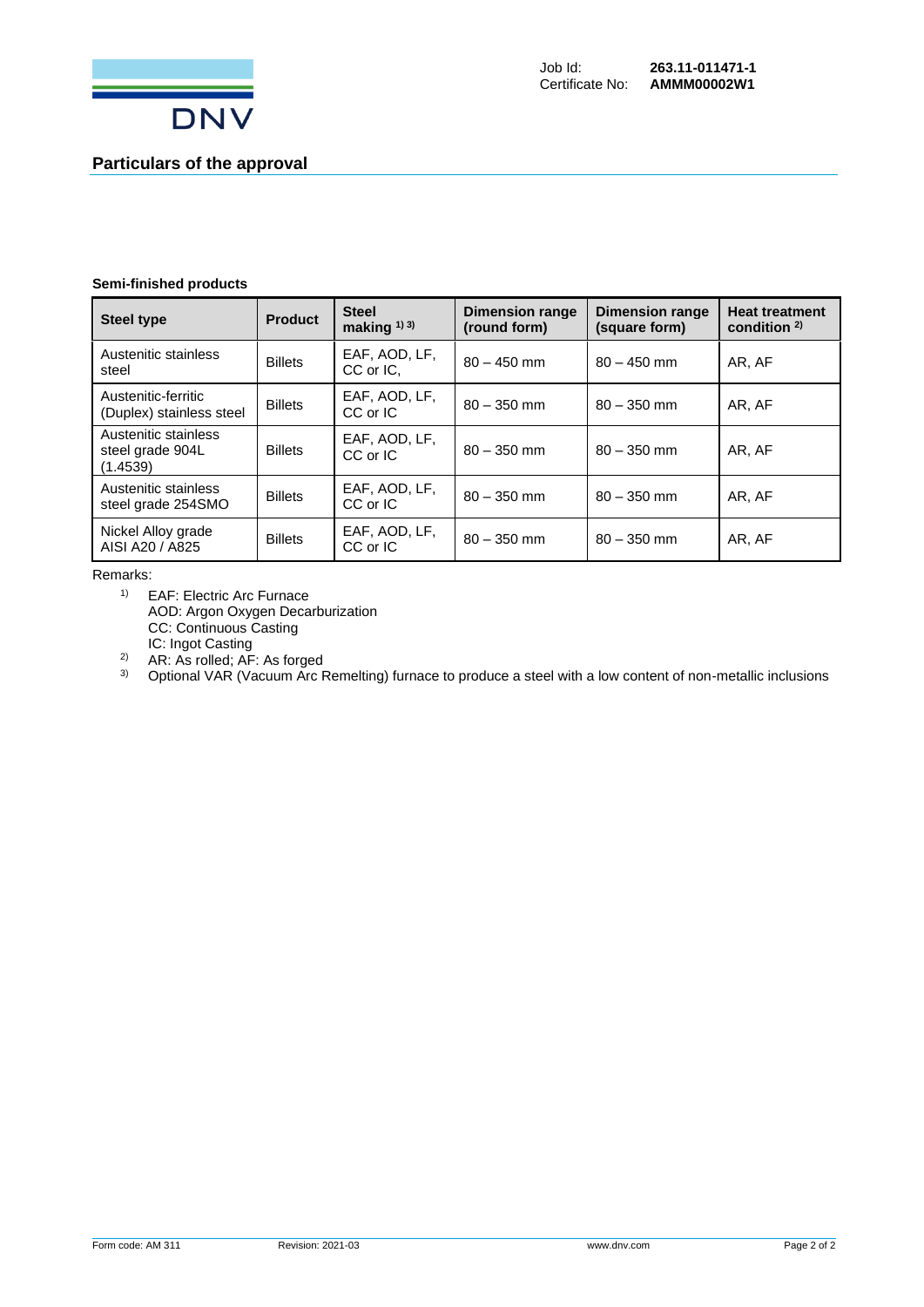Job Id: **263.11-011471-1**
Certificate No: **AMMM00002W1**

## Particulars of the approval

**Semi-finished products**

| Steel type | Product | Steel making [1) 3)] | Dimension range (round form) | Dimension range (square form) | Heat treatment condition [2)] |
|---|---|---|---|---|---|
| Austenitic stainless steel | Billets | EAF, AOD, LF, CC or IC, | 80 – 450 mm | 80 – 450 mm | AR, AF |
| Austenitic-ferritic (Duplex) stainless steel | Billets | EAF, AOD, LF, CC or IC | 80 – 350 mm | 80 – 350 mm | AR, AF |
| Austenitic stainless steel grade 904L (1.4539) | Billets | EAF, AOD, LF, CC or IC | 80 – 350 mm | 80 – 350 mm | AR, AF |
| Austenitic stainless steel grade 254SMO | Billets | EAF, AOD, LF, CC or IC | 80 – 350 mm | 80 – 350 mm | AR, AF |
| Nickel Alloy grade AISI A20 / A825 | Billets | EAF, AOD, LF, CC or IC | 80 – 350 mm | 80 – 350 mm | AR, AF |

Remarks:

1) EAF: Electric Arc Furnace
   AOD: Argon Oxygen Decarburization
   CC: Continuous Casting
   IC: Ingot Casting
2) AR: As rolled; AF: As forged
3) Optional VAR (Vacuum Arc Remelting) furnace to produce a steel with a low content of non-metallic inclusions

Form code: AM 311 Revision: 2021-03 www.dnv.com